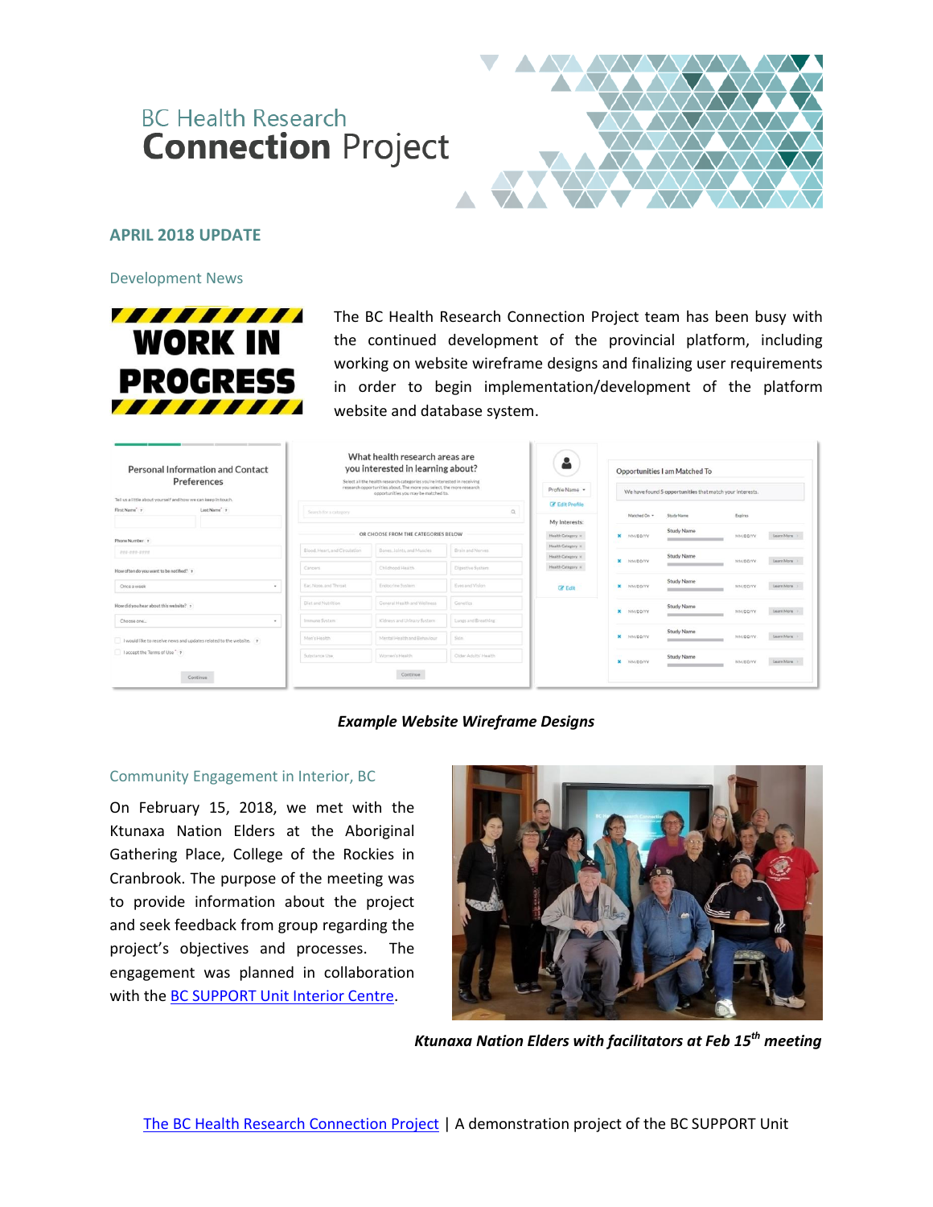# BC Health Research Connection Project

## APRIL 2018 UPDATE

### Development News

The BC Health Research Connection Project team has been busy with the continued development of the provincial platform, including working on website wireframe designs and finalizing user requirements in order to begin implementation/development of the platform website and database system.

***Example Website Wireframe Designs***

### Community Engagement in Interior, BC

On February 15, 2018, we met with the Ktunaxa Nation Elders at the Aboriginal Gathering Place, College of the Rockies in Cranbrook. The purpose of the meeting was to provide information about the project and seek feedback from group regarding the project's objectives and processes. The engagement was planned in collaboration with the BC SUPPORT Unit Interior Centre.

***Ktunaxa Nation Elders with facilitators at Feb 15th meeting***

The BC Health Research Connection Project | A demonstration project of the BC SUPPORT Unit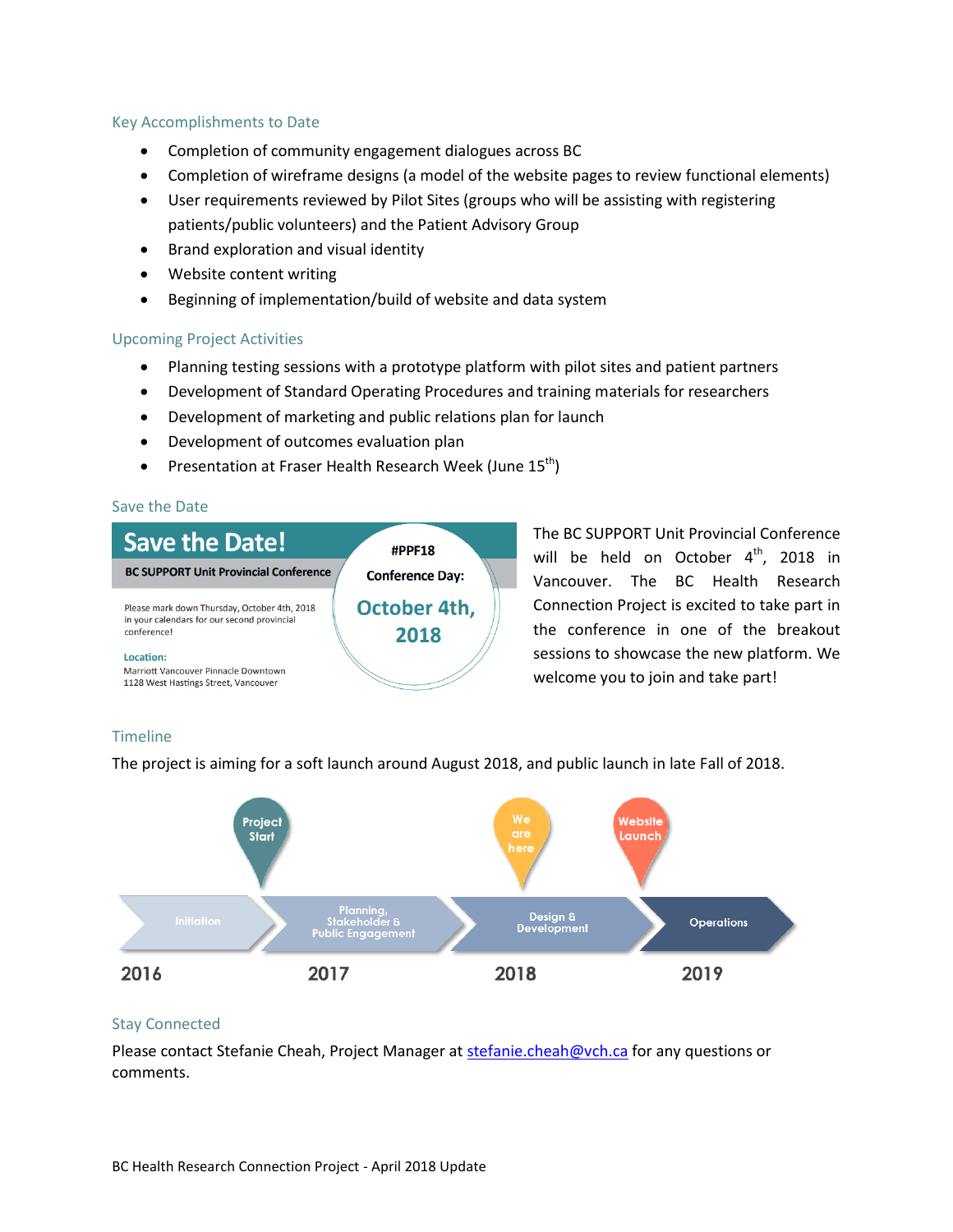## Key Accomplishments to Date

- Completion of community engagement dialogues across BC
- Completion of wireframe designs (a model of the website pages to review functional elements)
- User requirements reviewed by Pilot Sites (groups who will be assisting with registering patients/public volunteers) and the Patient Advisory Group
- Brand exploration and visual identity
- Website content writing
- Beginning of implementation/build of website and data system

## Upcoming Project Activities

- Planning testing sessions with a prototype platform with pilot sites and patient partners
- Development of Standard Operating Procedures and training materials for researchers
- Development of marketing and public relations plan for launch
- Development of outcomes evaluation plan
- Presentation at Fraser Health Research Week (June 15th)

## Save the Date

**Save the Date!**

**BC SUPPORT Unit Provincial Conference**

Please mark down Thursday, October 4th, 2018 in your calendars for our second provincial conference!

**Location:**
Marriott Vancouver Pinnacle Downtown
1128 West Hastings Street, Vancouver

**#PPF18**

**Conference Day:**

**October 4th, 2018**

The BC SUPPORT Unit Provincial Conference will be held on October 4th, 2018 in Vancouver. The BC Health Research Connection Project is excited to take part in the conference in one of the breakout sessions to showcase the new platform. We welcome you to join and take part!

## Timeline

The project is aiming for a soft launch around August 2018, and public launch in late Fall of 2018.

Project Start
We are here
Website Launch
Initiation
Planning, Stakeholder & Public Engagement
Design & Development
Operations
2016
2017
2018
2019

## Stay Connected

Please contact Stefanie Cheah, Project Manager at stefanie.cheah@vch.ca for any questions or comments.